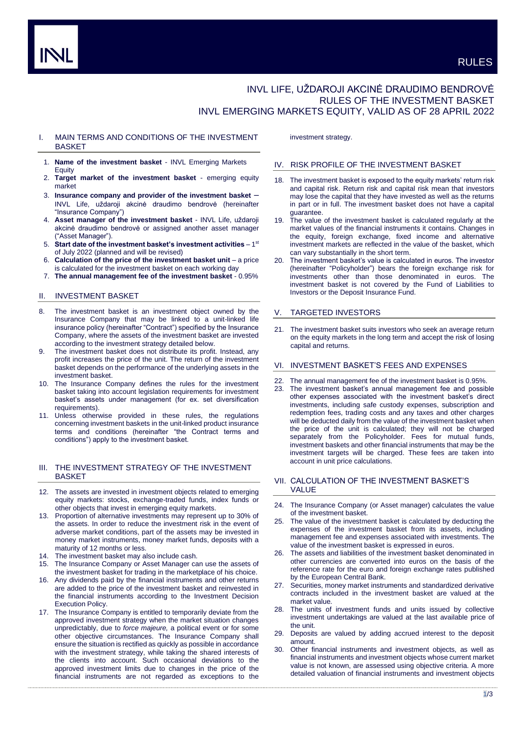RULES

# INVL LIFE, UŽDAROJI AKCINĖ DRAUDIMO BENDROVĖ RULES OF THE INVESTMENT BASKET INVL EMERGING MARKETS EQUITY, VALID AS OF 28 APRIL 2022

## I. MAIN TERMS AND CONDITIONS OF THE INVESTMENT BASKET

1. **Name of the investment basket** - INVL Emerging Markets Equity
2. **Target market of the investment basket** - emerging equity market
3. **Insurance company and provider of the investment basket** – INVL Life, uždaroji akcinė draudimo bendrovė (hereinafter "Insurance Company")
4. **Asset manager of the investment basket** - INVL Life, uždaroji akcinė draudimo bendrovė or assigned another asset manager ("Asset Manager").
5. **Start date of the investment basket's investment activities** – 1st of July 2022 (planned and will be revised)
6. **Calculation of the price of the investment basket unit** – a price is calculated for the investment basket on each working day
7. **The annual management fee of the investment basket** - 0.95%

## II. INVESTMENT BASKET

8. The investment basket is an investment object owned by the Insurance Company that may be linked to a unit-linked life insurance policy (hereinafter "Contract") specified by the Insurance Company, where the assets of the investment basket are invested according to the investment strategy detailed below.
9. The investment basket does not distribute its profit. Instead, any profit increases the price of the unit. The return of the investment basket depends on the performance of the underlying assets in the investment basket.
10. The Insurance Company defines the rules for the investment basket taking into account legislation requirements for investment basket's assets under management (for ex. set diversification requirements).
11. Unless otherwise provided in these rules, the regulations concerning investment baskets in the unit-linked product insurance terms and conditions (hereinafter "the Contract terms and conditions") apply to the investment basket.

## III. THE INVESTMENT STRATEGY OF THE INVESTMENT BASKET

12. The assets are invested in investment objects related to emerging equity markets: stocks, exchange-traded funds, index funds or other objects that invest in emerging equity markets.
13. Proportion of alternative investments may represent up to 30% of the assets. In order to reduce the investment risk in the event of adverse market conditions, part of the assets may be invested in money market instruments, money market funds, deposits with a maturity of 12 months or less.
14. The investment basket may also include cash.
15. The Insurance Company or Asset Manager can use the assets of the investment basket for trading in the marketplace of his choice.
16. Any dividends paid by the financial instruments and other returns are added to the price of the investment basket and reinvested in the financial instruments according to the Investment Decision Execution Policy.
17. The Insurance Company is entitled to temporarily deviate from the approved investment strategy when the market situation changes unpredictably, due to *force majeure,* a political event or for some other objective circumstances. The Insurance Company shall ensure the situation is rectified as quickly as possible in accordance with the investment strategy, while taking the shared interests of the clients into account. Such occasional deviations to the approved investment limits due to changes in the price of the financial instruments are not regarded as exceptions to the investment strategy.

## IV. RISK PROFILE OF THE INVESTMENT BASKET

18. The investment basket is exposed to the equity markets' return risk and capital risk. Return risk and capital risk mean that investors may lose the capital that they have invested as well as the returns in part or in full. The investment basket does not have a capital guarantee.
19. The value of the investment basket is calculated regularly at the market values of the financial instruments it contains. Changes in the equity, foreign exchange, fixed income and alternative investment markets are reflected in the value of the basket, which can vary substantially in the short term.
20. The investment basket's value is calculated in euros. The investor (hereinafter "Policyholder") bears the foreign exchange risk for investments other than those denominated in euros. The investment basket is not covered by the Fund of Liabilities to Investors or the Deposit Insurance Fund.

## V. TARGETED INVESTORS

21. The investment basket suits investors who seek an average return on the equity markets in the long term and accept the risk of losing capital and returns.

## VI. INVESTMENT BASKET'S FEES AND EXPENSES

22. The annual management fee of the investment basket is 0.95%.
23. The investment basket's annual management fee and possible other expenses associated with the investment basket's direct investments, including safe custody expenses, subscription and redemption fees, trading costs and any taxes and other charges will be deducted daily from the value of the investment basket when the price of the unit is calculated; they will not be charged separately from the Policyholder. Fees for mutual funds, investment baskets and other financial instruments that may be the investment targets will be charged. These fees are taken into account in unit price calculations.

## VII. CALCULATION OF THE INVESTMENT BASKET'S VALUE

24. The Insurance Company (or Asset manager) calculates the value of the investment basket.
25. The value of the investment basket is calculated by deducting the expenses of the investment basket from its assets, including management fee and expenses associated with investments. The value of the investment basket is expressed in euros.
26. The assets and liabilities of the investment basket denominated in other currencies are converted into euros on the basis of the reference rate for the euro and foreign exchange rates published by the European Central Bank.
27. Securities, money market instruments and standardized derivative contracts included in the investment basket are valued at the market value.
28. The units of investment funds and units issued by collective investment undertakings are valued at the last available price of the unit.
29. Deposits are valued by adding accrued interest to the deposit amount.
30. Other financial instruments and investment objects, as well as financial instruments and investment objects whose current market value is not known, are assessed using objective criteria. A more detailed valuation of financial instruments and investment objects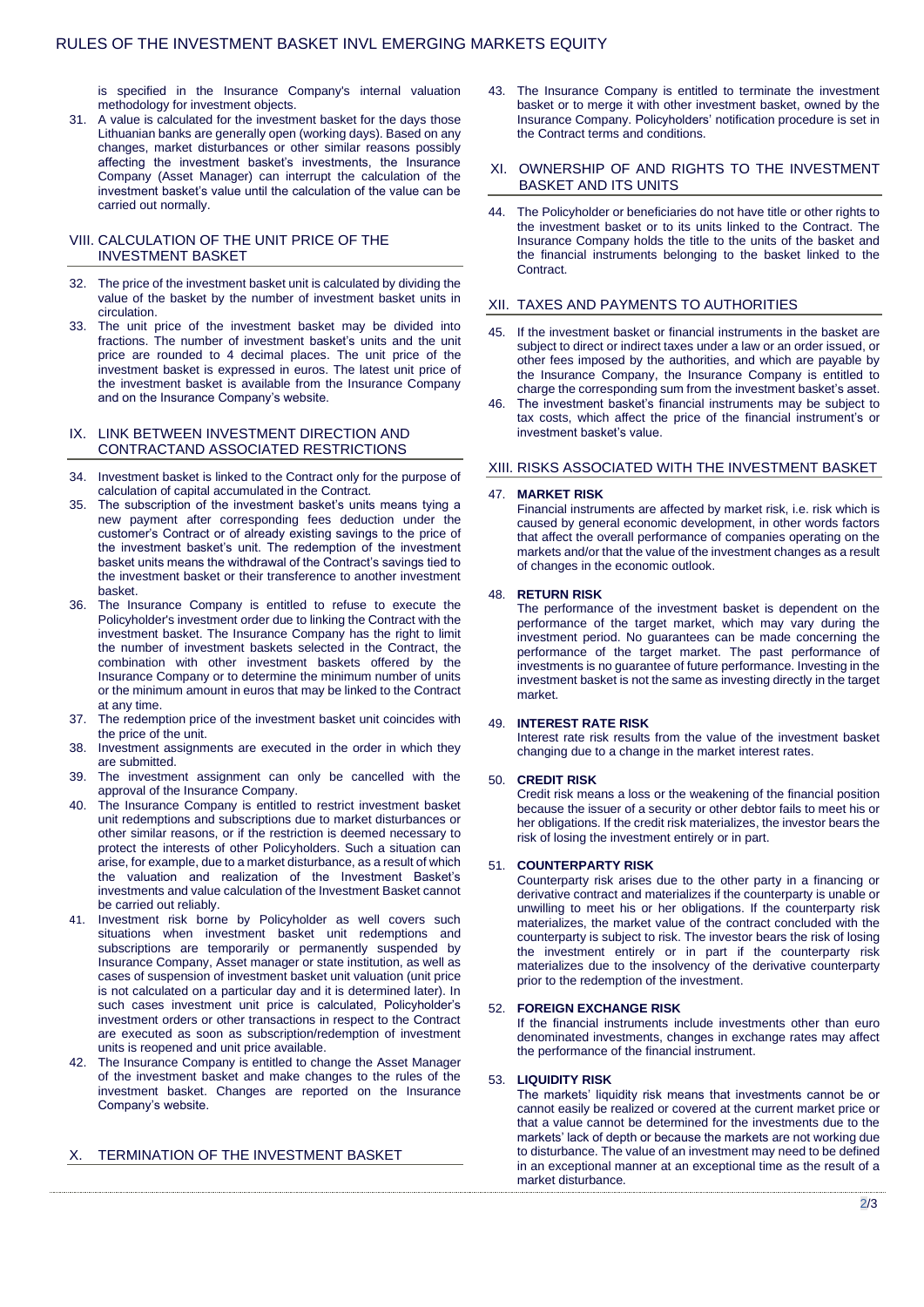is specified in the Insurance Company's internal valuation methodology for investment objects.

31. A value is calculated for the investment basket for the days those Lithuanian banks are generally open (working days). Based on any changes, market disturbances or other similar reasons possibly affecting the investment basket's investments, the Insurance Company (Asset Manager) can interrupt the calculation of the investment basket's value until the calculation of the value can be carried out normally.

## VIII. CALCULATION OF THE UNIT PRICE OF THE INVESTMENT BASKET

32. The price of the investment basket unit is calculated by dividing the value of the basket by the number of investment basket units in circulation.
33. The unit price of the investment basket may be divided into fractions. The number of investment basket's units and the unit price are rounded to 4 decimal places. The unit price of the investment basket is expressed in euros. The latest unit price of the investment basket is available from the Insurance Company and on the Insurance Company's website.

## IX. LINK BETWEEN INVESTMENT DIRECTION AND CONTRACTAND ASSOCIATED RESTRICTIONS

34. Investment basket is linked to the Contract only for the purpose of calculation of capital accumulated in the Contract.
35. The subscription of the investment basket's units means tying a new payment after corresponding fees deduction under the customer's Contract or of already existing savings to the price of the investment basket's unit. The redemption of the investment basket units means the withdrawal of the Contract's savings tied to the investment basket or their transference to another investment basket.
36. The Insurance Company is entitled to refuse to execute the Policyholder's investment order due to linking the Contract with the investment basket. The Insurance Company has the right to limit the number of investment baskets selected in the Contract, the combination with other investment baskets offered by the Insurance Company or to determine the minimum number of units or the minimum amount in euros that may be linked to the Contract at any time.
37. The redemption price of the investment basket unit coincides with the price of the unit.
38. Investment assignments are executed in the order in which they are submitted.
39. The investment assignment can only be cancelled with the approval of the Insurance Company.
40. The Insurance Company is entitled to restrict investment basket unit redemptions and subscriptions due to market disturbances or other similar reasons, or if the restriction is deemed necessary to protect the interests of other Policyholders. Such a situation can arise, for example, due to a market disturbance, as a result of which the valuation and realization of the Investment Basket's investments and value calculation of the Investment Basket cannot be carried out reliably.
41. Investment risk borne by Policyholder as well covers such situations when investment basket unit redemptions and subscriptions are temporarily or permanently suspended by Insurance Company, Asset manager or state institution, as well as cases of suspension of investment basket unit valuation (unit price is not calculated on a particular day and it is determined later). In such cases investment unit price is calculated, Policyholder's investment orders or other transactions in respect to the Contract are executed as soon as subscription/redemption of investment units is reopened and unit price available.
42. The Insurance Company is entitled to change the Asset Manager of the investment basket and make changes to the rules of the investment basket. Changes are reported on the Insurance Company's website.

## X. TERMINATION OF THE INVESTMENT BASKET

43. The Insurance Company is entitled to terminate the investment basket or to merge it with other investment basket, owned by the Insurance Company. Policyholders' notification procedure is set in the Contract terms and conditions.

## XI. OWNERSHIP OF AND RIGHTS TO THE INVESTMENT BASKET AND ITS UNITS

44. The Policyholder or beneficiaries do not have title or other rights to the investment basket or to its units linked to the Contract. The Insurance Company holds the title to the units of the basket and the financial instruments belonging to the basket linked to the Contract.

## XII. TAXES AND PAYMENTS TO AUTHORITIES

45. If the investment basket or financial instruments in the basket are subject to direct or indirect taxes under a law or an order issued, or other fees imposed by the authorities, and which are payable by the Insurance Company, the Insurance Company is entitled to charge the corresponding sum from the investment basket's asset.
46. The investment basket's financial instruments may be subject to tax costs, which affect the price of the financial instrument's or investment basket's value.

## XIII. RISKS ASSOCIATED WITH THE INVESTMENT BASKET

47. **MARKET RISK**

    Financial instruments are affected by market risk, i.e. risk which is caused by general economic development, in other words factors that affect the overall performance of companies operating on the markets and/or that the value of the investment changes as a result of changes in the economic outlook.

48. **RETURN RISK**

    The performance of the investment basket is dependent on the performance of the target market, which may vary during the investment period. No guarantees can be made concerning the performance of the target market. The past performance of investments is no guarantee of future performance. Investing in the investment basket is not the same as investing directly in the target market.

49. **INTEREST RATE RISK**

    Interest rate risk results from the value of the investment basket changing due to a change in the market interest rates.

50. **CREDIT RISK**

    Credit risk means a loss or the weakening of the financial position because the issuer of a security or other debtor fails to meet his or her obligations. If the credit risk materializes, the investor bears the risk of losing the investment entirely or in part.

51. **COUNTERPARTY RISK**

    Counterparty risk arises due to the other party in a financing or derivative contract and materializes if the counterparty is unable or unwilling to meet his or her obligations. If the counterparty risk materializes, the market value of the contract concluded with the counterparty is subject to risk. The investor bears the risk of losing the investment entirely or in part if the counterparty risk materializes due to the insolvency of the derivative counterparty prior to the redemption of the investment.

52. **FOREIGN EXCHANGE RISK**

    If the financial instruments include investments other than euro denominated investments, changes in exchange rates may affect the performance of the financial instrument.

53. **LIQUIDITY RISK**

    The markets' liquidity risk means that investments cannot be or cannot easily be realized or covered at the current market price or that a value cannot be determined for the investments due to the markets' lack of depth or because the markets are not working due to disturbance. The value of an investment may need to be defined in an exceptional manner at an exceptional time as the result of a market disturbance.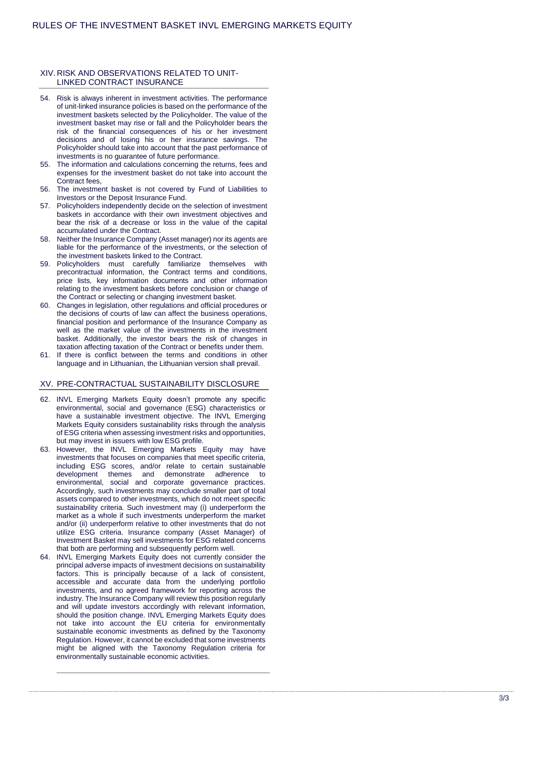## XIV. RISK AND OBSERVATIONS RELATED TO UNIT-LINKED CONTRACT INSURANCE

54. Risk is always inherent in investment activities. The performance of unit-linked insurance policies is based on the performance of the investment baskets selected by the Policyholder. The value of the investment basket may rise or fall and the Policyholder bears the risk of the financial consequences of his or her investment decisions and of losing his or her insurance savings. The Policyholder should take into account that the past performance of investments is no guarantee of future performance.
55. The information and calculations concerning the returns, fees and expenses for the investment basket do not take into account the Contract fees,
56. The investment basket is not covered by Fund of Liabilities to Investors or the Deposit Insurance Fund.
57. Policyholders independently decide on the selection of investment baskets in accordance with their own investment objectives and bear the risk of a decrease or loss in the value of the capital accumulated under the Contract.
58. Neither the Insurance Company (Asset manager) nor its agents are liable for the performance of the investments, or the selection of the investment baskets linked to the Contract.
59. Policyholders must carefully familiarize themselves with precontractual information, the Contract terms and conditions, price lists, key information documents and other information relating to the investment baskets before conclusion or change of the Contract or selecting or changing investment basket.
60. Changes in legislation, other regulations and official procedures or the decisions of courts of law can affect the business operations, financial position and performance of the Insurance Company as well as the market value of the investments in the investment basket. Additionally, the investor bears the risk of changes in taxation affecting taxation of the Contract or benefits under them.
61. If there is conflict between the terms and conditions in other language and in Lithuanian, the Lithuanian version shall prevail.

## XV. PRE-CONTRACTUAL SUSTAINABILITY DISCLOSURE

62. INVL Emerging Markets Equity doesn't promote any specific environmental, social and governance (ESG) characteristics or have a sustainable investment objective. The INVL Emerging Markets Equity considers sustainability risks through the analysis of ESG criteria when assessing investment risks and opportunities, but may invest in issuers with low ESG profile.
63. However, the INVL Emerging Markets Equity may have investments that focuses on companies that meet specific criteria, including ESG scores, and/or relate to certain sustainable development themes and demonstrate adherence to environmental, social and corporate governance practices. Accordingly, such investments may conclude smaller part of total assets compared to other investments, which do not meet specific sustainability criteria. Such investment may (i) underperform the market as a whole if such investments underperform the market and/or (ii) underperform relative to other investments that do not utilize ESG criteria. Insurance company (Asset Manager) of Investment Basket may sell investments for ESG related concerns that both are performing and subsequently perform well.
64. INVL Emerging Markets Equity does not currently consider the principal adverse impacts of investment decisions on sustainability factors. This is principally because of a lack of consistent, accessible and accurate data from the underlying portfolio investments, and no agreed framework for reporting across the industry. The Insurance Company will review this position regularly and will update investors accordingly with relevant information, should the position change. INVL Emerging Markets Equity does not take into account the EU criteria for environmentally sustainable economic investments as defined by the Taxonomy Regulation. However, it cannot be excluded that some investments might be aligned with the Taxonomy Regulation criteria for environmentally sustainable economic activities.